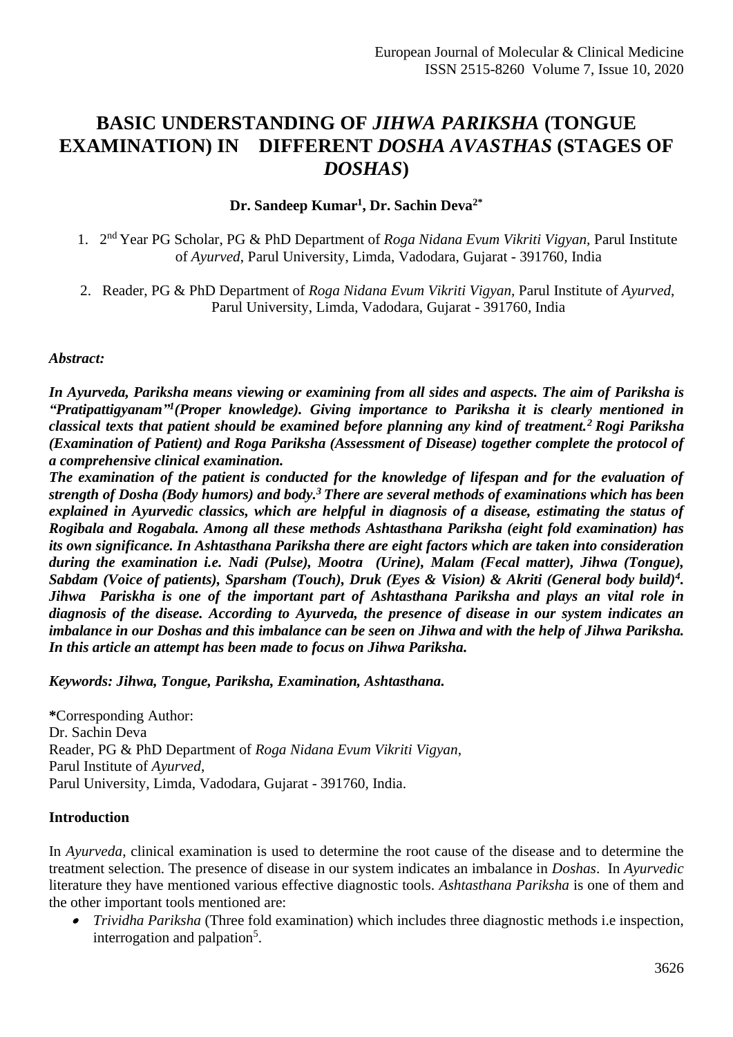# BASIC UNDERSTANDING OF *JIHWA PARIKSHA* (TONGUE EXAMINATION) IN DIFFERENT *DOSHA AVASTHAS* (STAGES OF *DOSHAS*)

**Dr. Sandeep Kumar[1], Dr. Sachin Deva[2*]**

1. 2nd Year PG Scholar, PG & PhD Department of *Roga Nidana Evum Vikriti Vigyan,* Parul Institute of *Ayurved,* Parul University, Limda, Vadodara, Gujarat - 391760, India
2. Reader, PG & PhD Department of *Roga Nidana Evum Vikriti Vigyan,* Parul Institute of *Ayurved*, Parul University, Limda, Vadodara, Gujarat - 391760, India

***Abstract:***

***In Ayurveda, Pariksha means viewing or examining from all sides and aspects. The aim of Pariksha is "Pratipattigyanam"[1](Proper knowledge). Giving importance to Pariksha it is clearly mentioned in classical texts that patient should be examined before planning any kind of treatment.[2] Rogi Pariksha (Examination of Patient) and Roga Pariksha (Assessment of Disease) together complete the protocol of a comprehensive clinical examination.***

***The examination of the patient is conducted for the knowledge of lifespan and for the evaluation of strength of Dosha (Body humors) and body.[3] There are several methods of examinations which has been explained in Ayurvedic classics, which are helpful in diagnosis of a disease, estimating the status of Rogibala and Rogabala. Among all these methods Ashtasthana Pariksha (eight fold examination) has its own significance. In Ashtasthana Pariksha there are eight factors which are taken into consideration during the examination i.e. Nadi (Pulse), Mootra (Urine), Malam (Fecal matter), Jihwa (Tongue), Sabdam (Voice of patients), Sparsham (Touch), Druk (Eyes & Vision) & Akriti (General body build)[4]. Jihwa Pariskha is one of the important part of Ashtasthana Pariksha and plays an vital role in diagnosis of the disease. According to Ayurveda, the presence of disease in our system indicates an imbalance in our Doshas and this imbalance can be seen on Jihwa and with the help of Jihwa Pariksha. In this article an attempt has been made to focus on Jihwa Pariksha.***

***Keywords: Jihwa, Tongue, Pariksha, Examination, Ashtasthana.***

**\***Corresponding Author:
Dr. Sachin Deva
Reader, PG & PhD Department of *Roga Nidana Evum Vikriti Vigyan*,
Parul Institute of *Ayurved*,
Parul University, Limda, Vadodara, Gujarat - 391760, India.

## Introduction

In *Ayurveda*, clinical examination is used to determine the root cause of the disease and to determine the treatment selection. The presence of disease in our system indicates an imbalance in *Doshas*. In *Ayurvedic* literature they have mentioned various effective diagnostic tools. *Ashtasthana Pariksha* is one of them and the other important tools mentioned are:

- *Trividha Pariksha* (Three fold examination) which includes three diagnostic methods i.e inspection, interrogation and palpation[5].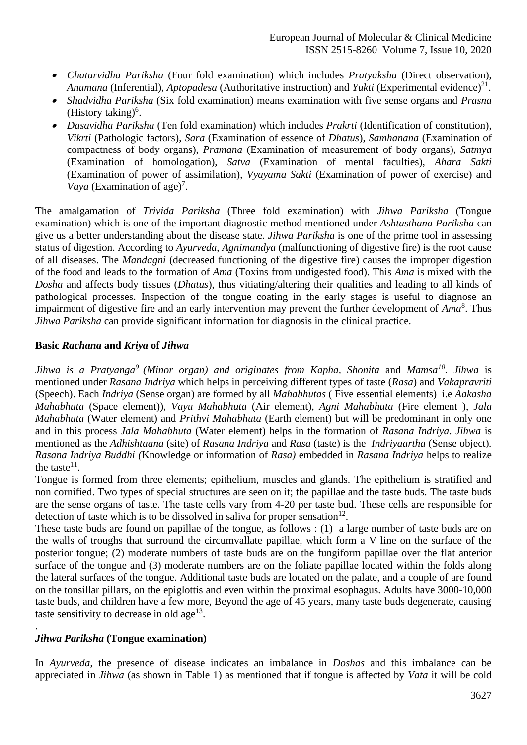- *Chaturvidha Pariksha* (Four fold examination) which includes *Pratyaksha* (Direct observation), *Anumana* (Inferential), *Aptopadesa* (Authoritative instruction) and *Yukti* (Experimental evidence)[21].
- *Shadvidha Pariksha* (Six fold examination) means examination with five sense organs and *Prasna* (History taking)[6].
- *Dasavidha Pariksha* (Ten fold examination) which includes *Prakrti* (Identification of constitution), *Vikrti* (Pathologic factors), *Sara* (Examination of essence of *Dhatus*), *Samhanana* (Examination of compactness of body organs), *Pramana* (Examination of measurement of body organs), *Satmya* (Examination of homologation), *Satva* (Examination of mental faculties), *Ahara Sakti* (Examination of power of assimilation), *Vyayama Sakti* (Examination of power of exercise) and *Vaya* (Examination of age)[7].

The amalgamation of *Trivida Pariksha* (Three fold examination) with *Jihwa Pariksha* (Tongue examination) which is one of the important diagnostic method mentioned under *Ashtasthana Pariksha* can give us a better understanding about the disease state. *Jihwa Pariksha* is one of the prime tool in assessing status of digestion. According to *Ayurveda*, *Agnimandya* (malfunctioning of digestive fire) is the root cause of all diseases. The *Mandagni* (decreased functioning of the digestive fire) causes the improper digestion of the food and leads to the formation of *Ama* (Toxins from undigested food). This *Ama* is mixed with the *Dosha* and affects body tissues (*Dhatus*), thus vitiating/altering their qualities and leading to all kinds of pathological processes. Inspection of the tongue coating in the early stages is useful to diagnose an impairment of digestive fire and an early intervention may prevent the further development of *Ama*[8]. Thus *Jihwa Pariksha* can provide significant information for diagnosis in the clinical practice.

**Basic *Rachana* and *Kriya* of *Jihwa***

*Jihwa is a Pratyanga[9] (Minor organ) and originates from Kapha, Shonita* and *Mamsa[10]*. *Jihwa* is mentioned under *Rasana Indriya* which helps in perceiving different types of taste (*Rasa*) and *Vakapravriti* (Speech). Each *Indriya* (Sense organ) are formed by all *Mahabhutas* ( Five essential elements) i.e *Aakasha Mahabhuta* (Space element)), *Vayu Mahabhuta* (Air element), *Agni Mahabhuta* (Fire element ), *Jala Mahabhuta* (Water element) and *Prithvi Mahabhuta* (Earth element) but will be predominant in only one and in this process *Jala Mahabhuta* (Water element) helps in the formation of *Rasana Indriya*. *Jihwa* is mentioned as the *Adhishtaana* (site) of *Rasana Indriya* and *Rasa* (taste) is the *Indriyaartha* (Sense object). *Rasana Indriya Buddhi (*Knowledge or information of *Rasa)* embedded in *Rasana Indriya* helps to realize the taste[11].

Tongue is formed from three elements; epithelium, muscles and glands. The epithelium is stratified and non cornified. Two types of special structures are seen on it; the papillae and the taste buds. The taste buds are the sense organs of taste. The taste cells vary from 4-20 per taste bud. These cells are responsible for detection of taste which is to be dissolved in saliva for proper sensation[12].

These taste buds are found on papillae of the tongue, as follows : (1) a large number of taste buds are on the walls of troughs that surround the circumvallate papillae, which form a V line on the surface of the posterior tongue; (2) moderate numbers of taste buds are on the fungiform papillae over the flat anterior surface of the tongue and (3) moderate numbers are on the foliate papillae located within the folds along the lateral surfaces of the tongue. Additional taste buds are located on the palate, and a couple of are found on the tonsillar pillars, on the epiglottis and even within the proximal esophagus. Adults have 3000-10,000 taste buds, and children have a few more, Beyond the age of 45 years, many taste buds degenerate, causing taste sensitivity to decrease in old age[13].

### *Jihwa Pariksha* (Tongue examination)

In *Ayurveda*, the presence of disease indicates an imbalance in *Doshas* and this imbalance can be appreciated in *Jihwa* (as shown in Table 1) as mentioned that if tongue is affected by *Vata* it will be cold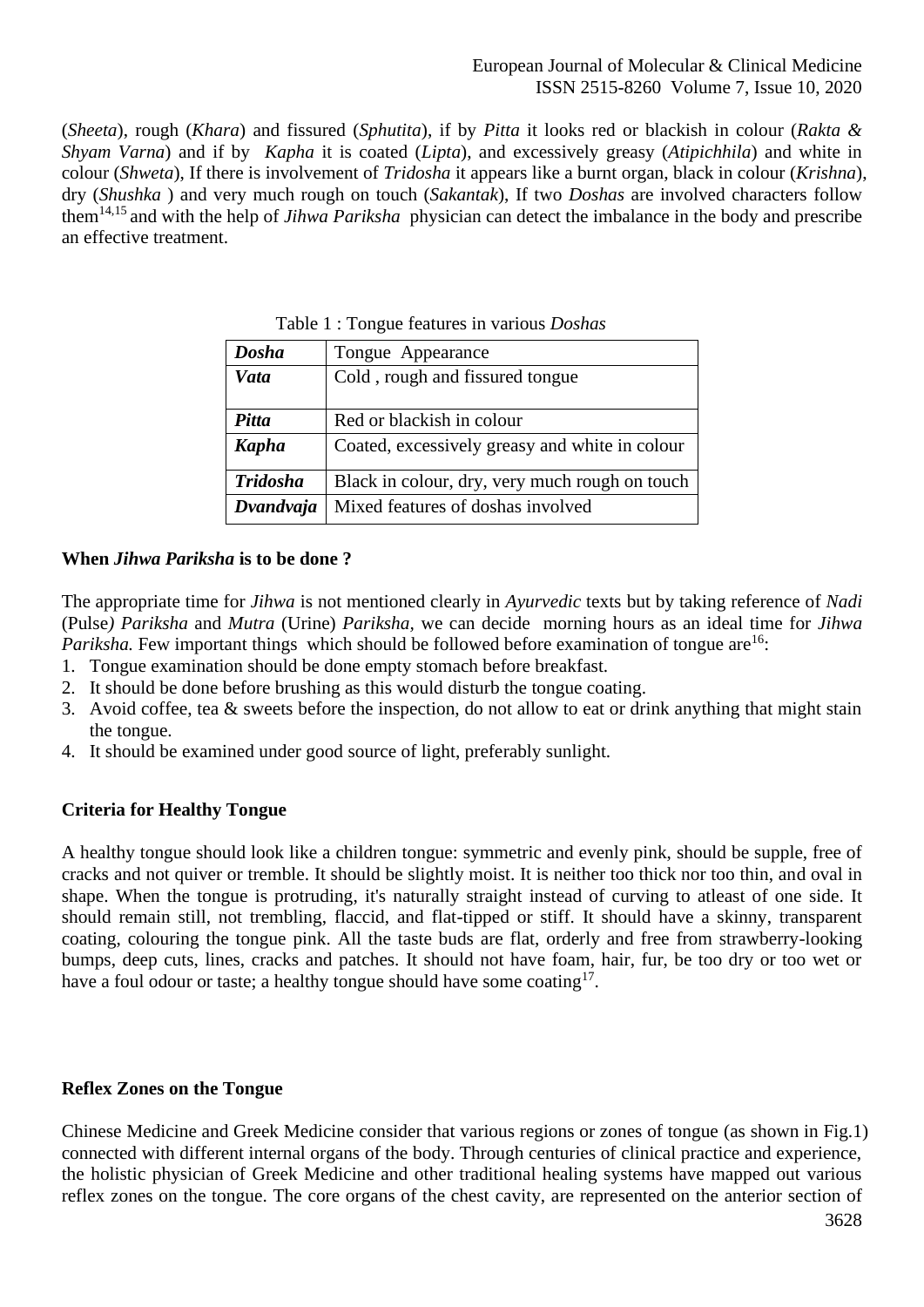(*Sheeta*), rough (*Khara*) and fissured (*Sphutita*), if by *Pitta* it looks red or blackish in colour (*Rakta & Shyam Varna*) and if by *Kapha* it is coated (*Lipta*), and excessively greasy (*Atipichhila*) and white in colour (*Shweta*), If there is involvement of *Tridosha* it appears like a burnt organ, black in colour (*Krishna*), dry (*Shushka* ) and very much rough on touch (*Sakantak*), If two *Doshas* are involved characters follow them[14,15] and with the help of *Jihwa Pariksha* physician can detect the imbalance in the body and prescribe an effective treatment.

Table 1 : Tongue features in various *Doshas*

| ***Dosha*** | Tongue Appearance |
|---|---|
| ***Vata*** | Cold , rough and fissured tongue |
| ***Pitta*** | Red or blackish in colour |
| ***Kapha*** | Coated, excessively greasy and white in colour |
| ***Tridosha*** | Black in colour, dry, very much rough on touch |
| ***Dvandvaja*** | Mixed features of doshas involved |

**When *Jihwa Pariksha* is to be done ?**

The appropriate time for *Jihwa* is not mentioned clearly in *Ayurvedic* texts but by taking reference of *Nadi* (Pulse*) Pariksha* and *Mutra* (Urine) *Pariksha,* we can decide morning hours as an ideal time for *Jihwa Pariksha.* Few important things which should be followed before examination of tongue are[16]:

1. Tongue examination should be done empty stomach before breakfast.
2. It should be done before brushing as this would disturb the tongue coating.
3. Avoid coffee, tea & sweets before the inspection, do not allow to eat or drink anything that might stain the tongue.
4. It should be examined under good source of light, preferably sunlight.

**Criteria for Healthy Tongue**

A healthy tongue should look like a children tongue: symmetric and evenly pink, should be supple, free of cracks and not quiver or tremble. It should be slightly moist. It is neither too thick nor too thin, and oval in shape. When the tongue is protruding, it's naturally straight instead of curving to atleast of one side. It should remain still, not trembling, flaccid, and flat-tipped or stiff. It should have a skinny, transparent coating, colouring the tongue pink. All the taste buds are flat, orderly and free from strawberry-looking bumps, deep cuts, lines, cracks and patches. It should not have foam, hair, fur, be too dry or too wet or have a foul odour or taste; a healthy tongue should have some coating[17].

**Reflex Zones on the Tongue**

Chinese Medicine and Greek Medicine consider that various regions or zones of tongue (as shown in Fig.1) connected with different internal organs of the body. Through centuries of clinical practice and experience, the holistic physician of Greek Medicine and other traditional healing systems have mapped out various reflex zones on the tongue. The core organs of the chest cavity, are represented on the anterior section of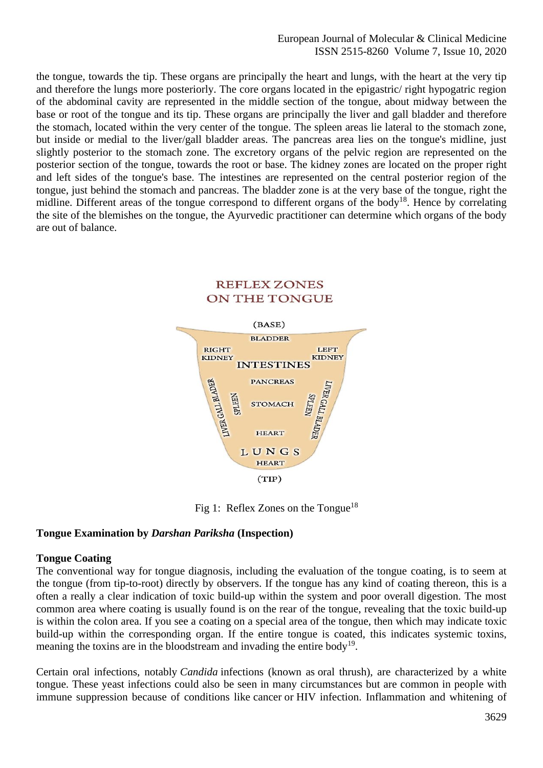the tongue, towards the tip. These organs are principally the heart and lungs, with the heart at the very tip and therefore the lungs more posteriorly. The core organs located in the epigastric/ right hypogatric region of the abdominal cavity are represented in the middle section of the tongue, about midway between the base or root of the tongue and its tip. These organs are principally the liver and gall bladder and therefore the stomach, located within the very center of the tongue. The spleen areas lie lateral to the stomach zone, but inside or medial to the liver/gall bladder areas. The pancreas area lies on the tongue's midline, just slightly posterior to the stomach zone. The excretory organs of the pelvic region are represented on the posterior section of the tongue, towards the root or base. The kidney zones are located on the proper right and left sides of the tongue's base. The intestines are represented on the central posterior region of the tongue, just behind the stomach and pancreas. The bladder zone is at the very base of the tongue, right the midline. Different areas of the tongue correspond to different organs of the body[18]. Hence by correlating the site of the blemishes on the tongue, the Ayurvedic practitioner can determine which organs of the body are out of balance.

REFLEX ZONES ON THE TONGUE

(BASE)

BLADDER

RIGHT KIDNEY | INTESTINES | LEFT KIDNEY

PANCREAS

LIVER GALL BLADER | SPLEEN | STOMACH | SPLEEN | LIVER GALL BLADER

HEART

LUNGS

HEART

(TIP)

Fig 1: Reflex Zones on the Tongue[18]

### Tongue Examination by *Darshan Pariksha* (Inspection)

#### Tongue Coating

The conventional way for tongue diagnosis, including the evaluation of the tongue coating, is to seem at the tongue (from tip-to-root) directly by observers. If the tongue has any kind of coating thereon, this is a often a really a clear indication of toxic build-up within the system and poor overall digestion. The most common area where coating is usually found is on the rear of the tongue, revealing that the toxic build-up is within the colon area. If you see a coating on a special area of the tongue, then which may indicate toxic build-up within the corresponding organ. If the entire tongue is coated, this indicates systemic toxins, meaning the toxins are in the bloodstream and invading the entire body[19].

Certain oral infections, notably *Candida* infections (known as oral thrush), are characterized by a white tongue. These yeast infections could also be seen in many circumstances but are common in people with immune suppression because of conditions like cancer or HIV infection. Inflammation and whitening of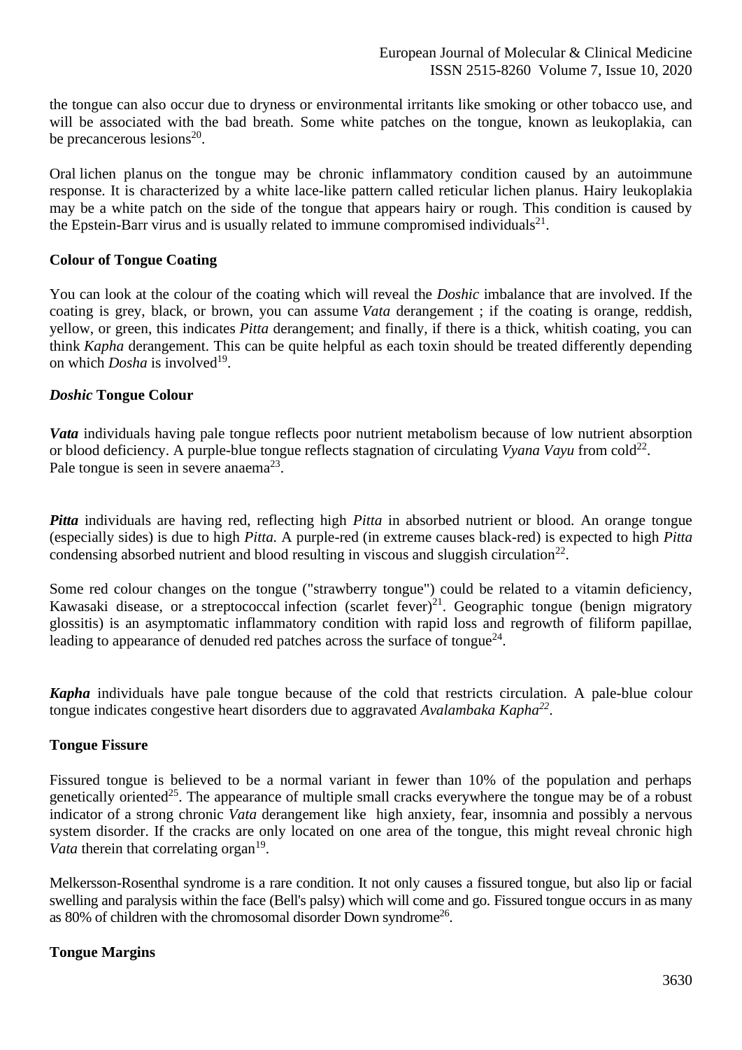the tongue can also occur due to dryness or environmental irritants like smoking or other tobacco use, and will be associated with the bad breath. Some white patches on the tongue, known as leukoplakia, can be precancerous lesions[20].

Oral lichen planus on the tongue may be chronic inflammatory condition caused by an autoimmune response. It is characterized by a white lace-like pattern called reticular lichen planus. Hairy leukoplakia may be a white patch on the side of the tongue that appears hairy or rough. This condition is caused by the Epstein-Barr virus and is usually related to immune compromised individuals[21].

### Colour of Tongue Coating

You can look at the colour of the coating which will reveal the *Doshic* imbalance that are involved. If the coating is grey, black, or brown, you can assume *Vata* derangement ; if the coating is orange, reddish, yellow, or green, this indicates *Pitta* derangement; and finally, if there is a thick, whitish coating, you can think *Kapha* derangement. This can be quite helpful as each toxin should be treated differently depending on which *Dosha* is involved[19].

### *Doshic* Tongue Colour

***Vata*** individuals having pale tongue reflects poor nutrient metabolism because of low nutrient absorption or blood deficiency. A purple-blue tongue reflects stagnation of circulating *Vyana Vayu* from cold[22]. Pale tongue is seen in severe anaema[23].

***Pitta*** individuals are having red, reflecting high *Pitta* in absorbed nutrient or blood. An orange tongue (especially sides) is due to high *Pitta.* A purple-red (in extreme causes black-red) is expected to high *Pitta* condensing absorbed nutrient and blood resulting in viscous and sluggish circulation[22].

Some red colour changes on the tongue ("strawberry tongue") could be related to a vitamin deficiency, Kawasaki disease, or a streptococcal infection (scarlet fever)[21]. Geographic tongue (benign migratory glossitis) is an asymptomatic inflammatory condition with rapid loss and regrowth of filiform papillae, leading to appearance of denuded red patches across the surface of tongue[24].

***Kapha*** individuals have pale tongue because of the cold that restricts circulation. A pale-blue colour tongue indicates congestive heart disorders due to aggravated *Avalambaka Kapha*[22].

### Tongue Fissure

Fissured tongue is believed to be a normal variant in fewer than 10% of the population and perhaps genetically oriented[25]. The appearance of multiple small cracks everywhere the tongue may be of a robust indicator of a strong chronic *Vata* derangement like high anxiety, fear, insomnia and possibly a nervous system disorder. If the cracks are only located on one area of the tongue, this might reveal chronic high *Vata* therein that correlating organ[19].

Melkersson-Rosenthal syndrome is a rare condition. It not only causes a fissured tongue, but also lip or facial swelling and paralysis within the face (Bell's palsy) which will come and go. Fissured tongue occurs in as many as 80% of children with the chromosomal disorder Down syndrome[26].

### Tongue Margins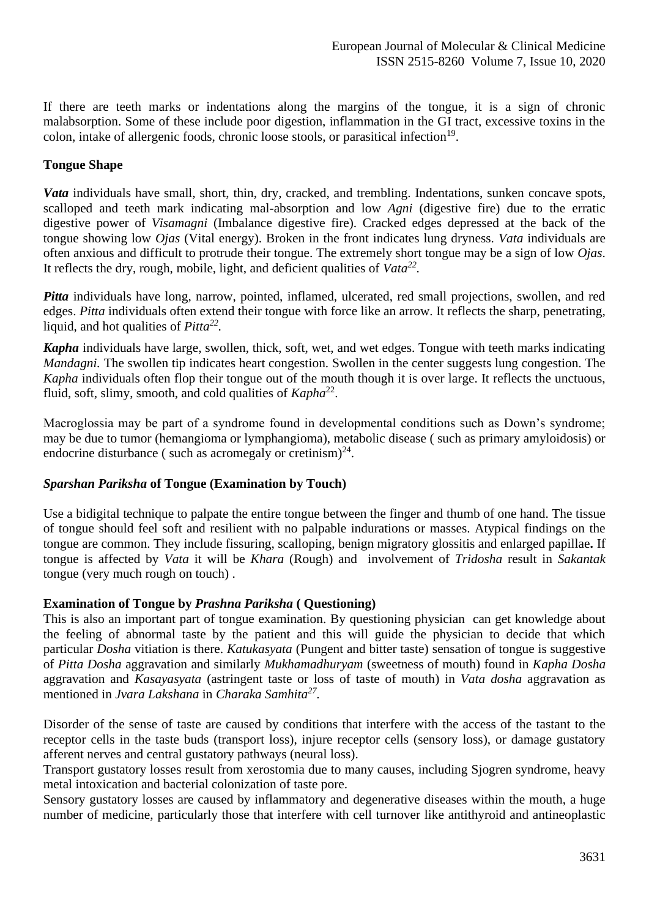If there are teeth marks or indentations along the margins of the tongue, it is a sign of chronic malabsorption. Some of these include poor digestion, inflammation in the GI tract, excessive toxins in the colon, intake of allergenic foods, chronic loose stools, or parasitical infection[19].

**Tongue Shape**

***Vata*** individuals have small, short, thin, dry, cracked, and trembling. Indentations, sunken concave spots, scalloped and teeth mark indicating mal-absorption and low *Agni* (digestive fire) due to the erratic digestive power of *Visamagni* (Imbalance digestive fire). Cracked edges depressed at the back of the tongue showing low *Ojas* (Vital energy). Broken in the front indicates lung dryness. *Vata* individuals are often anxious and difficult to protrude their tongue. The extremely short tongue may be a sign of low *Ojas*. It reflects the dry, rough, mobile, light, and deficient qualities of *Vata*[22].

***Pitta*** individuals have long, narrow, pointed, inflamed, ulcerated, red small projections, swollen, and red edges. *Pitta* individuals often extend their tongue with force like an arrow. It reflects the sharp, penetrating, liquid, and hot qualities of *Pitta*[22].

***Kapha*** individuals have large, swollen, thick, soft, wet, and wet edges. Tongue with teeth marks indicating *Mandagni.* The swollen tip indicates heart congestion. Swollen in the center suggests lung congestion. The *Kapha* individuals often flop their tongue out of the mouth though it is over large. It reflects the unctuous, fluid, soft, slimy, smooth, and cold qualities of *Kapha*[22].

Macroglossia may be part of a syndrome found in developmental conditions such as Down's syndrome; may be due to tumor (hemangioma or lymphangioma), metabolic disease ( such as primary amyloidosis) or endocrine disturbance ( such as acromegaly or cretinism)[24].

### *Sparshan Pariksha* of Tongue (Examination by Touch)

Use a bidigital technique to palpate the entire tongue between the finger and thumb of one hand. The tissue of tongue should feel soft and resilient with no palpable indurations or masses. Atypical findings on the tongue are common. They include fissuring, scalloping, benign migratory glossitis and enlarged papillae**.** If tongue is affected by *Vata* it will be *Khara* (Rough) and involvement of *Tridosha* result in *Sakantak* tongue (very much rough on touch) .

**Examination of Tongue by *Prashna Pariksha* ( Questioning)**

This is also an important part of tongue examination. By questioning physician can get knowledge about the feeling of abnormal taste by the patient and this will guide the physician to decide that which particular *Dosha* vitiation is there. *Katukasyata* (Pungent and bitter taste) sensation of tongue is suggestive of *Pitta Dosha* aggravation and similarly *Mukhamadhuryam* (sweetness of mouth) found in *Kapha Dosha* aggravation and *Kasayasyata* (astringent taste or loss of taste of mouth) in *Vata dosha* aggravation as mentioned in *Jvara Lakshana* in *Charaka Samhita*[27].

Disorder of the sense of taste are caused by conditions that interfere with the access of the tastant to the receptor cells in the taste buds (transport loss), injure receptor cells (sensory loss), or damage gustatory afferent nerves and central gustatory pathways (neural loss).

Transport gustatory losses result from xerostomia due to many causes, including Sjogren syndrome, heavy metal intoxication and bacterial colonization of taste pore.

Sensory gustatory losses are caused by inflammatory and degenerative diseases within the mouth, a huge number of medicine, particularly those that interfere with cell turnover like antithyroid and antineoplastic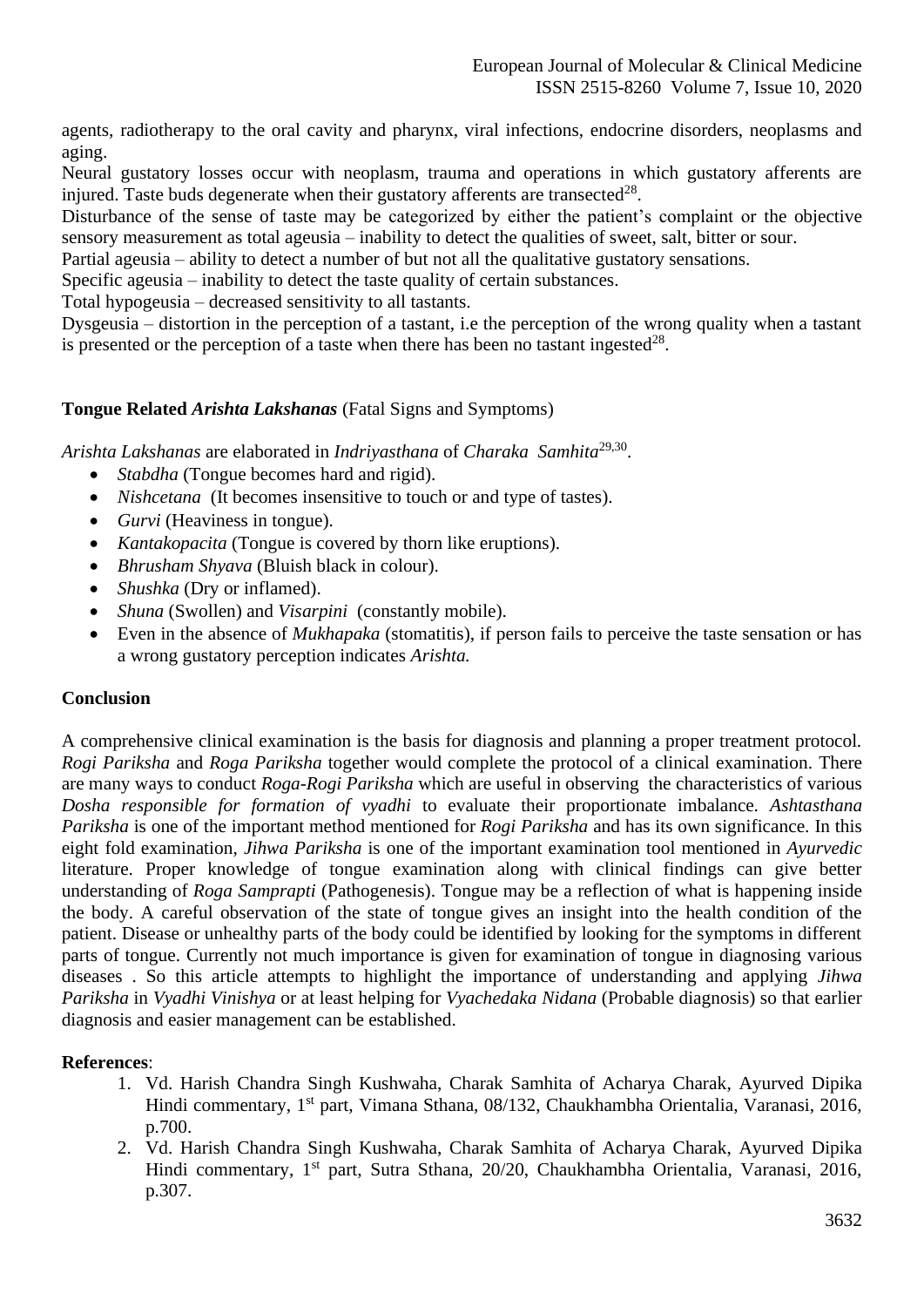agents, radiotherapy to the oral cavity and pharynx, viral infections, endocrine disorders, neoplasms and aging.

Neural gustatory losses occur with neoplasm, trauma and operations in which gustatory afferents are injured. Taste buds degenerate when their gustatory afferents are transected[28].

Disturbance of the sense of taste may be categorized by either the patient's complaint or the objective sensory measurement as total ageusia – inability to detect the qualities of sweet, salt, bitter or sour.

Partial ageusia – ability to detect a number of but not all the qualitative gustatory sensations.

Specific ageusia – inability to detect the taste quality of certain substances.

Total hypogeusia – decreased sensitivity to all tastants.

Dysgeusia – distortion in the perception of a tastant, i.e the perception of the wrong quality when a tastant is presented or the perception of a taste when there has been no tastant ingested[28].

**Tongue Related *Arishta Lakshanas*** (Fatal Signs and Symptoms)

*Arishta Lakshanas* are elaborated in *Indriyasthana* of *Charaka Samhita*[29,30].

- *Stabdha* (Tongue becomes hard and rigid).
- *Nishcetana* (It becomes insensitive to touch or and type of tastes).
- *Gurvi* (Heaviness in tongue).
- *Kantakopacita* (Tongue is covered by thorn like eruptions).
- *Bhrusham Shyava* (Bluish black in colour).
- *Shushka* (Dry or inflamed).
- *Shuna* (Swollen) and *Visarpini* (constantly mobile).
- Even in the absence of *Mukhapaka* (stomatitis), if person fails to perceive the taste sensation or has a wrong gustatory perception indicates *Arishta.*

**Conclusion**

A comprehensive clinical examination is the basis for diagnosis and planning a proper treatment protocol. *Rogi Pariksha* and *Roga Pariksha* together would complete the protocol of a clinical examination. There are many ways to conduct *Roga-Rogi Pariksha* which are useful in observing the characteristics of various *Dosha responsible for formation of vyadhi* to evaluate their proportionate imbalance. *Ashtasthana Pariksha* is one of the important method mentioned for *Rogi Pariksha* and has its own significance. In this eight fold examination, *Jihwa Pariksha* is one of the important examination tool mentioned in *Ayurvedic* literature. Proper knowledge of tongue examination along with clinical findings can give better understanding of *Roga Samprapti* (Pathogenesis). Tongue may be a reflection of what is happening inside the body. A careful observation of the state of tongue gives an insight into the health condition of the patient. Disease or unhealthy parts of the body could be identified by looking for the symptoms in different parts of tongue. Currently not much importance is given for examination of tongue in diagnosing various diseases . So this article attempts to highlight the importance of understanding and applying *Jihwa Pariksha* in *Vyadhi Vinishya* or at least helping for *Vyachedaka Nidana* (Probable diagnosis) so that earlier diagnosis and easier management can be established.

**References**:

1. Vd. Harish Chandra Singh Kushwaha, Charak Samhita of Acharya Charak, Ayurved Dipika Hindi commentary, 1st part, Vimana Sthana, 08/132, Chaukhambha Orientalia, Varanasi, 2016, p.700.
2. Vd. Harish Chandra Singh Kushwaha, Charak Samhita of Acharya Charak, Ayurved Dipika Hindi commentary, 1st part, Sutra Sthana, 20/20, Chaukhambha Orientalia, Varanasi, 2016, p.307.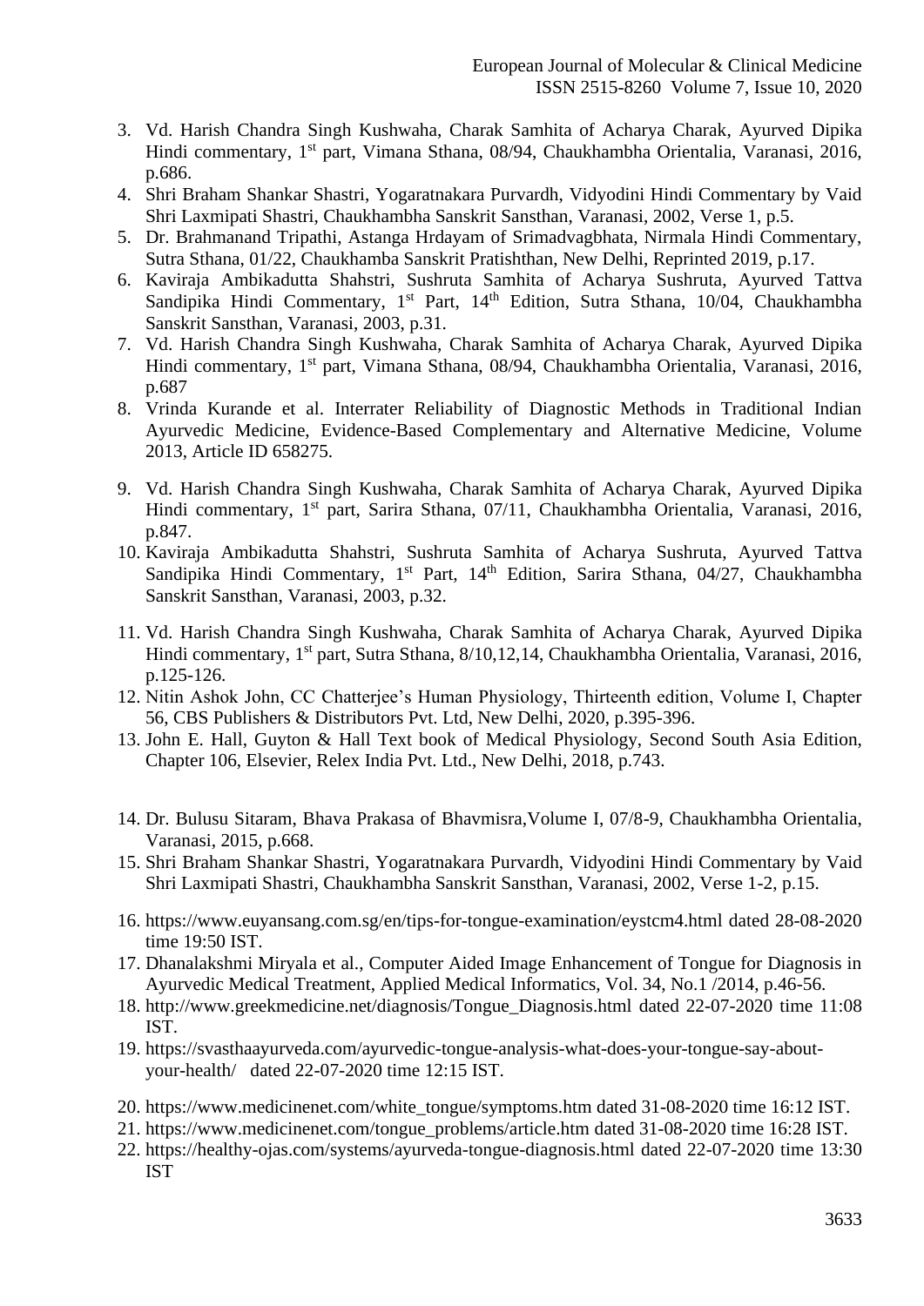3. Vd. Harish Chandra Singh Kushwaha, Charak Samhita of Acharya Charak, Ayurved Dipika Hindi commentary, 1st part, Vimana Sthana, 08/94, Chaukhambha Orientalia, Varanasi, 2016, p.686.
4. Shri Braham Shankar Shastri, Yogaratnakara Purvardh, Vidyodini Hindi Commentary by Vaid Shri Laxmipati Shastri, Chaukhambha Sanskrit Sansthan, Varanasi, 2002, Verse 1, p.5.
5. Dr. Brahmanand Tripathi, Astanga Hrdayam of Srimadvagbhata, Nirmala Hindi Commentary, Sutra Sthana, 01/22, Chaukhamba Sanskrit Pratishthan, New Delhi, Reprinted 2019, p.17.
6. Kaviraja Ambikadutta Shahstri, Sushruta Samhita of Acharya Sushruta, Ayurved Tattva Sandipika Hindi Commentary, 1st Part, 14th Edition, Sutra Sthana, 10/04, Chaukhambha Sanskrit Sansthan, Varanasi, 2003, p.31.
7. Vd. Harish Chandra Singh Kushwaha, Charak Samhita of Acharya Charak, Ayurved Dipika Hindi commentary, 1st part, Vimana Sthana, 08/94, Chaukhambha Orientalia, Varanasi, 2016, p.687
8. Vrinda Kurande et al. Interrater Reliability of Diagnostic Methods in Traditional Indian Ayurvedic Medicine, Evidence-Based Complementary and Alternative Medicine, Volume 2013, Article ID 658275.
9. Vd. Harish Chandra Singh Kushwaha, Charak Samhita of Acharya Charak, Ayurved Dipika Hindi commentary, 1st part, Sarira Sthana, 07/11, Chaukhambha Orientalia, Varanasi, 2016, p.847.
10. Kaviraja Ambikadutta Shahstri, Sushruta Samhita of Acharya Sushruta, Ayurved Tattva Sandipika Hindi Commentary, 1st Part, 14th Edition, Sarira Sthana, 04/27, Chaukhambha Sanskrit Sansthan, Varanasi, 2003, p.32.
11. Vd. Harish Chandra Singh Kushwaha, Charak Samhita of Acharya Charak, Ayurved Dipika Hindi commentary, 1st part, Sutra Sthana, 8/10,12,14, Chaukhambha Orientalia, Varanasi, 2016, p.125-126.
12. Nitin Ashok John, CC Chatterjee's Human Physiology, Thirteenth edition, Volume I, Chapter 56, CBS Publishers & Distributors Pvt. Ltd, New Delhi, 2020, p.395-396.
13. John E. Hall, Guyton & Hall Text book of Medical Physiology, Second South Asia Edition, Chapter 106, Elsevier, Relex India Pvt. Ltd., New Delhi, 2018, p.743.
14. Dr. Bulusu Sitaram, Bhava Prakasa of Bhavmisra,Volume I, 07/8-9, Chaukhambha Orientalia, Varanasi, 2015, p.668.
15. Shri Braham Shankar Shastri, Yogaratnakara Purvardh, Vidyodini Hindi Commentary by Vaid Shri Laxmipati Shastri, Chaukhambha Sanskrit Sansthan, Varanasi, 2002, Verse 1-2, p.15.
16. https://www.euyansang.com.sg/en/tips-for-tongue-examination/eystcm4.html dated 28-08-2020 time 19:50 IST.
17. Dhanalakshmi Miryala et al., Computer Aided Image Enhancement of Tongue for Diagnosis in Ayurvedic Medical Treatment, Applied Medical Informatics, Vol. 34, No.1 /2014, p.46-56.
18. http://www.greekmedicine.net/diagnosis/Tongue_Diagnosis.html dated 22-07-2020 time 11:08 IST.
19. https://svasthaayurveda.com/ayurvedic-tongue-analysis-what-does-your-tongue-say-about-your-health/ dated 22-07-2020 time 12:15 IST.
20. https://www.medicinenet.com/white_tongue/symptoms.htm dated 31-08-2020 time 16:12 IST.
21. https://www.medicinenet.com/tongue_problems/article.htm dated 31-08-2020 time 16:28 IST.
22. https://healthy-ojas.com/systems/ayurveda-tongue-diagnosis.html dated 22-07-2020 time 13:30 IST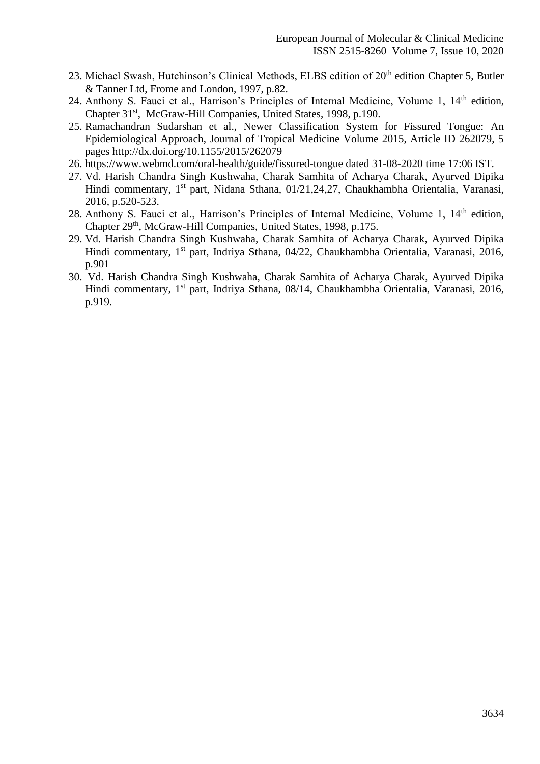23. Michael Swash, Hutchinson's Clinical Methods, ELBS edition of 20th edition Chapter 5, Butler & Tanner Ltd, Frome and London, 1997, p.82.
24. Anthony S. Fauci et al., Harrison's Principles of Internal Medicine, Volume 1, 14th edition, Chapter 31st, McGraw-Hill Companies, United States, 1998, p.190.
25. Ramachandran Sudarshan et al., Newer Classification System for Fissured Tongue: An Epidemiological Approach, Journal of Tropical Medicine Volume 2015, Article ID 262079, 5 pages http://dx.doi.org/10.1155/2015/262079
26. https://www.webmd.com/oral-health/guide/fissured-tongue dated 31-08-2020 time 17:06 IST.
27. Vd. Harish Chandra Singh Kushwaha, Charak Samhita of Acharya Charak, Ayurved Dipika Hindi commentary, 1st part, Nidana Sthana, 01/21,24,27, Chaukhambha Orientalia, Varanasi, 2016, p.520-523.
28. Anthony S. Fauci et al., Harrison's Principles of Internal Medicine, Volume 1, 14th edition, Chapter 29th, McGraw-Hill Companies, United States, 1998, p.175.
29. Vd. Harish Chandra Singh Kushwaha, Charak Samhita of Acharya Charak, Ayurved Dipika Hindi commentary, 1st part, Indriya Sthana, 04/22, Chaukhambha Orientalia, Varanasi, 2016, p.901
30. Vd. Harish Chandra Singh Kushwaha, Charak Samhita of Acharya Charak, Ayurved Dipika Hindi commentary, 1st part, Indriya Sthana, 08/14, Chaukhambha Orientalia, Varanasi, 2016, p.919.